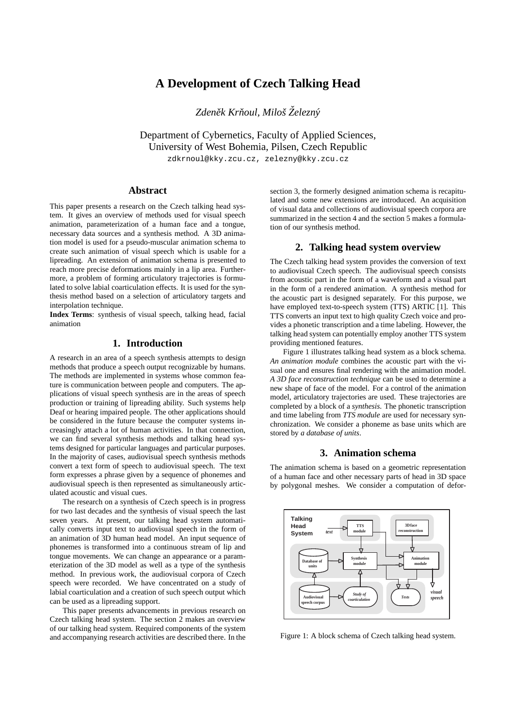# A Development of Czech Talking Head

*Zdeněk Krňoul, Miloš Železný*

Department of Cybernetics, Faculty of Applied Sciences,
University of West Bohemia, Pilsen, Czech Republic
zdkrnoul@kky.zcu.cz, zelezny@kky.zcu.cz

## Abstract

This paper presents a research on the Czech talking head system. It gives an overview of methods used for visual speech animation, parameterization of a human face and a tongue, necessary data sources and a synthesis method. A 3D animation model is used for a pseudo-muscular animation schema to create such animation of visual speech which is usable for a lipreading. An extension of animation schema is presented to reach more precise deformations mainly in a lip area. Furthermore, a problem of forming articulatory trajectories is formulated to solve labial coarticulation effects. It is used for the synthesis method based on a selection of articulatory targets and interpolation technique.

**Index Terms**: synthesis of visual speech, talking head, facial animation

## 1. Introduction

A research in an area of a speech synthesis attempts to design methods that produce a speech output recognizable by humans. The methods are implemented in systems whose common feature is communication between people and computers. The applications of visual speech synthesis are in the areas of speech production or training of lipreading ability. Such systems help Deaf or hearing impaired people. The other applications should be considered in the future because the computer systems increasingly attach a lot of human activities. In that connection, we can find several synthesis methods and talking head systems designed for particular languages and particular purposes. In the majority of cases, audiovisual speech synthesis methods convert a text form of speech to audiovisual speech. The text form expresses a phrase given by a sequence of phonemes and audiovisual speech is then represented as simultaneously articulated acoustic and visual cues.

The research on a synthesis of Czech speech is in progress for two last decades and the synthesis of visual speech the last seven years. At present, our talking head system automatically converts input text to audiovisual speech in the form of an animation of 3D human head model. An input sequence of phonemes is transformed into a continuous stream of lip and tongue movements. We can change an appearance or a parameterization of the 3D model as well as a type of the synthesis method. In previous work, the audiovisual corpora of Czech speech were recorded. We have concentrated on a study of labial coarticulation and a creation of such speech output which can be used as a lipreading support.

This paper presents advancements in previous research on Czech talking head system. The section 2 makes an overview of our talking head system. Required components of the system and accompanying research activities are described there. In the section 3, the formerly designed animation schema is recapitulated and some new extensions are introduced. An acquisition of visual data and collections of audiovisual speech corpora are summarized in the section 4 and the section 5 makes a formulation of our synthesis method.

## 2. Talking head system overview

The Czech talking head system provides the conversion of text to audiovisual Czech speech. The audiovisual speech consists from acoustic part in the form of a waveform and a visual part in the form of a rendered animation. A synthesis method for the acoustic part is designed separately. For this purpose, we have employed text-to-speech system (TTS) ARTIC [1]. This TTS converts an input text to high quality Czech voice and provides a phonetic transcription and a time labeling. However, the talking head system can potentially employ another TTS system providing mentioned features.

Figure 1 illustrates talking head system as a block schema. *An animation module* combines the acoustic part with the visual one and ensures final rendering with the animation model. *A 3D face reconstruction technique* can be used to determine a new shape of face of the model. For a control of the animation model, articulatory trajectories are used. These trajectories are completed by a block of a *synthesis*. The phonetic transcription and time labeling from *TTS module* are used for necessary synchronization. We consider a phoneme as base units which are stored by *a database of units*.

## 3. Animation schema

The animation schema is based on a geometric representation of a human face and other necessary parts of head in 3D space by polygonal meshes. We consider a computation of defor-

Figure 1: A block schema of Czech talking head system.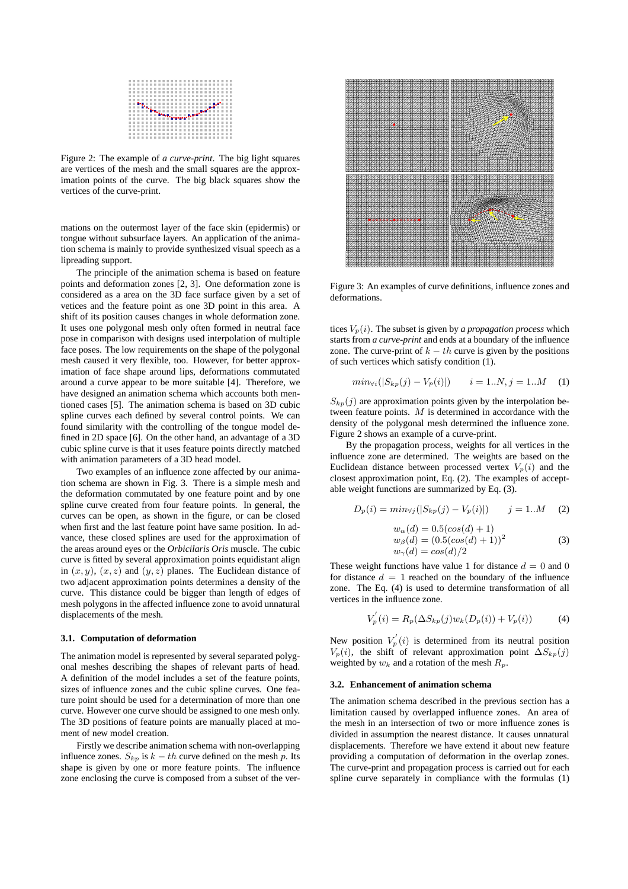Figure 2: The example of *a curve-print*. The big light squares are vertices of the mesh and the small squares are the approximation points of the curve. The big black squares show the vertices of the curve-print.

mations on the outermost layer of the face skin (epidermis) or tongue without subsurface layers. An application of the animation schema is mainly to provide synthesized visual speech as a lipreading support.

The principle of the animation schema is based on feature points and deformation zones [2, 3]. One deformation zone is considered as a area on the 3D face surface given by a set of vetices and the feature point as one 3D point in this area. A shift of its position causes changes in whole deformation zone. It uses one polygonal mesh only often formed in neutral face pose in comparison with designs used interpolation of multiple face poses. The low requirements on the shape of the polygonal mesh caused it very flexible, too. However, for better approximation of face shape around lips, deformations commutated around a curve appear to be more suitable [4]. Therefore, we have designed an animation schema which accounts both mentioned cases [5]. The animation schema is based on 3D cubic spline curves each defined by several control points. We can found similarity with the controlling of the tongue model defined in 2D space [6]. On the other hand, an advantage of a 3D cubic spline curve is that it uses feature points directly matched with animation parameters of a 3D head model.

Two examples of an influence zone affected by our animation schema are shown in Fig. 3. There is a simple mesh and the deformation commutated by one feature point and by one spline curve created from four feature points. In general, the curves can be open, as shown in the figure, or can be closed when first and the last feature point have same position. In advance, these closed splines are used for the approximation of the areas around eyes or the *Orbicilaris Oris* muscle. The cubic curve is fitted by several approximation points equidistant align in $(x, y)$, $(x, z)$ and $(y, z)$ planes. The Euclidean distance of two adjacent approximation points determines a density of the curve. This distance could be bigger than length of edges of mesh polygons in the affected influence zone to avoid unnatural displacements of the mesh.

### 3.1. Computation of deformation

The animation model is represented by several separated polygonal meshes describing the shapes of relevant parts of head. A definition of the model includes a set of the feature points, sizes of influence zones and the cubic spline curves. One feature point should be used for a determination of more than one curve. However one curve should be assigned to one mesh only. The 3D positions of feature points are manually placed at moment of new model creation.

Firstly we describe animation schema with non-overlapping influence zones. $S_{kp}$ is $k-th$ curve defined on the mesh $p$. Its shape is given by one or more feature points. The influence zone enclosing the curve is composed from a subset of the vertices $V_p(i)$. The subset is given by *a propagation process* which starts from *a curve-print* and ends at a boundary of the influence zone. The curve-print of $k-th$ curve is given by the positions of such vertices which satisfy condition (1).

$$min_{\forall i}(|S_{kp}(j) - V_p(i)|) \qquad i = 1..N, j = 1..M \quad (1)$$

$S_{kp}(j)$ are approximation points given by the interpolation between feature points. $M$ is determined in accordance with the density of the polygonal mesh determined the influence zone. Figure 2 shows an example of a curve-print.

By the propagation process, weights for all vertices in the influence zone are determined. The weights are based on the Euclidean distance between processed vertex $V_p(i)$ and the closest approximation point, Eq. (2). The examples of acceptable weight functions are summarized by Eq. (3).

$$D_p(i) = min_{\forall j}(|S_{kp}(j) - V_p(i)|) \qquad j = 1..M \quad (2)$$

$$\begin{aligned} w_\alpha(d) &= 0.5(cos(d) + 1) \\ w_\beta(d) &= (0.5(cos(d) + 1))^2 \\ w_\gamma(d) &= cos(d)/2 \end{aligned} \quad (3)$$

These weight functions have value 1 for distance $d = 0$ and 0 for distance $d = 1$ reached on the boundary of the influence zone. The Eq. (4) is used to determine transformation of all vertices in the influence zone.

$$V_p^{'}(i) = R_p(\Delta S_{kp}(j)w_k(D_p(i)) + V_p(i)) \quad (4)$$

New position $V_p^{'}(i)$ is determined from its neutral position $V_p(i)$, the shift of relevant approximation point $\Delta S_{kp}(j)$ weighted by $w_k$ and a rotation of the mesh $R_p$.

Figure 3: An examples of curve definitions, influence zones and deformations.

### 3.2. Enhancement of animation schema

The animation schema described in the previous section has a limitation caused by overlapped influence zones. An area of the mesh in an intersection of two or more influence zones is divided in assumption the nearest distance. It causes unnatural displacements. Therefore we have extend it about new feature providing a computation of deformation in the overlap zones. The curve-print and propagation process is carried out for each spline curve separately in compliance with the formulas (1)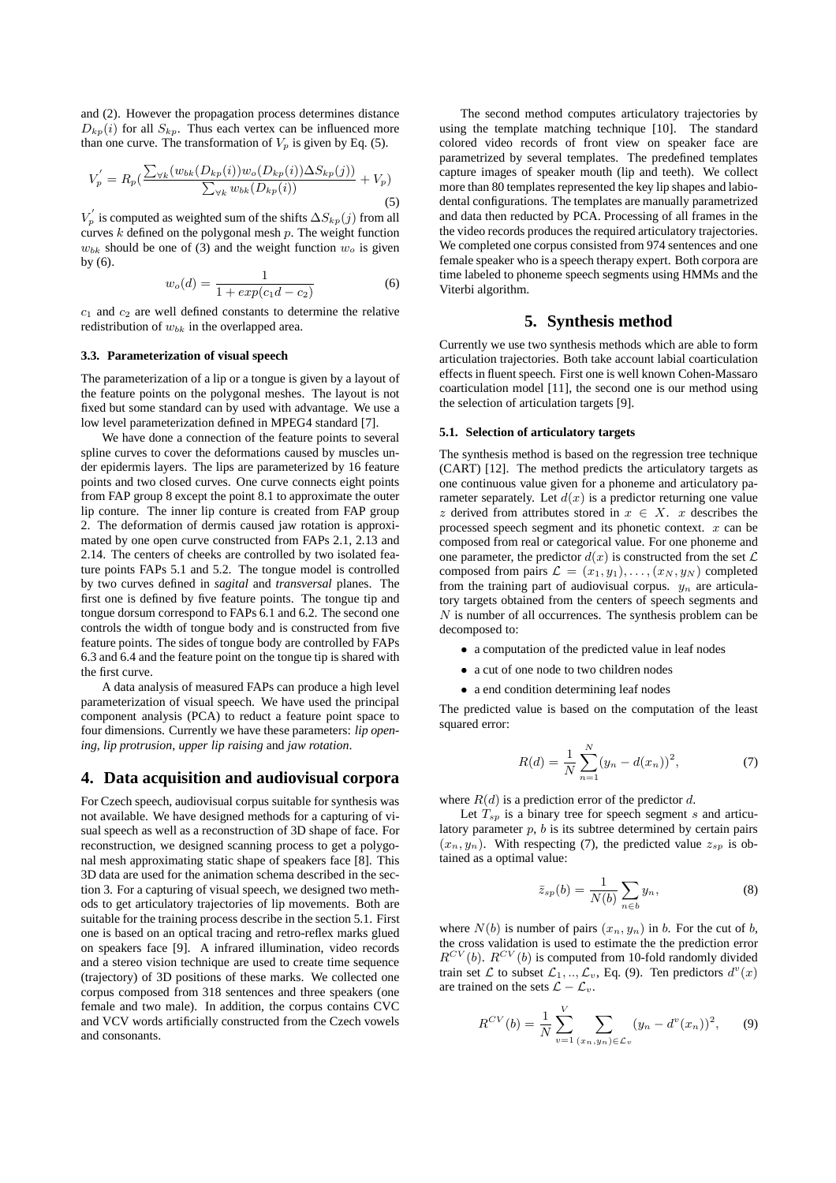and (2). However the propagation process determines distance $D_{kp}(i)$ for all $S_{kp}$. Thus each vertex can be influenced more than one curve. The transformation of $V_p$ is given by Eq. (5).

$$V_p^{'} = R_p(\frac{\sum_{\forall k}(w_{bk}(D_{kp}(i))w_o(D_{kp}(i))\Delta S_{kp}(j))}{\sum_{\forall k} w_{bk}(D_{kp}(i))} + V_p) \quad (5)$$

$V_p^{'}$ is computed as weighted sum of the shifts $\Delta S_{kp}(j)$ from all curves $k$ defined on the polygonal mesh $p$. The weight function $w_{bk}$ should be one of (3) and the weight function $w_o$ is given by (6).

$$w_o(d) = \frac{1}{1 + exp(c_1 d - c_2)} \quad (6)$$

$c_1$ and $c_2$ are well defined constants to determine the relative redistribution of $w_{bk}$ in the overlapped area.

### 3.3. Parameterization of visual speech

The parameterization of a lip or a tongue is given by a layout of the feature points on the polygonal meshes. The layout is not fixed but some standard can by used with advantage. We use a low level parameterization defined in MPEG4 standard [7].

We have done a connection of the feature points to several spline curves to cover the deformations caused by muscles under epidermis layers. The lips are parameterized by 16 feature points and two closed curves. One curve connects eight points from FAP group 8 except the point 8.1 to approximate the outer lip conture. The inner lip conture is created from FAP group 2. The deformation of dermis caused jaw rotation is approximated by one open curve constructed from FAPs 2.1, 2.13 and 2.14. The centers of cheeks are controlled by two isolated feature points FAPs 5.1 and 5.2. The tongue model is controlled by two curves defined in *sagital* and *transversal* planes. The first one is defined by five feature points. The tongue tip and tongue dorsum correspond to FAPs 6.1 and 6.2. The second one controls the width of tongue body and is constructed from five feature points. The sides of tongue body are controlled by FAPs 6.3 and 6.4 and the feature point on the tongue tip is shared with the first curve.

A data analysis of measured FAPs can produce a high level parameterization of visual speech. We have used the principal component analysis (PCA) to reduct a feature point space to four dimensions. Currently we have these parameters: *lip opening, lip protrusion, upper lip raising* and *jaw rotation*.

## 4. Data acquisition and audiovisual corpora

For Czech speech, audiovisual corpus suitable for synthesis was not available. We have designed methods for a capturing of visual speech as well as a reconstruction of 3D shape of face. For reconstruction, we designed scanning process to get a polygonal mesh approximating static shape of speakers face [8]. This 3D data are used for the animation schema described in the section 3. For a capturing of visual speech, we designed two methods to get articulatory trajectories of lip movements. Both are suitable for the training process describe in the section 5.1. First one is based on an optical tracing and retro-reflex marks glued on speakers face [9]. A infrared illumination, video records and a stereo vision technique are used to create time sequence (trajectory) of 3D positions of these marks. We collected one corpus composed from 318 sentences and three speakers (one female and two male). In addition, the corpus contains CVC and VCV words artificially constructed from the Czech vowels and consonants.

The second method computes articulatory trajectories by using the template matching technique [10]. The standard colored video records of front view on speaker face are parametrized by several templates. The predefined templates capture images of speaker mouth (lip and teeth). We collect more than 80 templates represented the key lip shapes and labiodental configurations. The templates are manually parametrized and data then reducted by PCA. Processing of all frames in the the video records produces the required articulatory trajectories. We completed one corpus consisted from 974 sentences and one female speaker who is a speech therapy expert. Both corpora are time labeled to phoneme speech segments using HMMs and the Viterbi algorithm.

## 5. Synthesis method

Currently we use two synthesis methods which are able to form articulation trajectories. Both take account labial coarticulation effects in fluent speech. First one is well known Cohen-Massaro coarticulation model [11], the second one is our method using the selection of articulation targets [9].

### 5.1. Selection of articulatory targets

The synthesis method is based on the regression tree technique (CART) [12]. The method predicts the articulatory targets as one continuous value given for a phoneme and articulatory parameter separately. Let $d(x)$ is a predictor returning one value $z$ derived from attributes stored in $x \in X$. $x$ describes the processed speech segment and its phonetic context. $x$ can be composed from real or categorical value. For one phoneme and one parameter, the predictor $d(x)$ is constructed from the set $\mathcal{L}$ composed from pairs $\mathcal{L} = (x_1, y_1), \ldots, (x_N, y_N)$ completed from the training part of audiovisual corpus. $y_n$ are articulatory targets obtained from the centers of speech segments and $N$ is number of all occurrences. The synthesis problem can be decomposed to:

- a computation of the predicted value in leaf nodes
- a cut of one node to two children nodes
- a end condition determining leaf nodes

The predicted value is based on the computation of the least squared error:

$$R(d) = \frac{1}{N}\sum_{n=1}^{N}(y_n - d(x_n))^2, \quad (7)$$

where $R(d)$ is a prediction error of the predictor $d$.

Let $T_{sp}$ is a binary tree for speech segment $s$ and articulatory parameter $p$, $b$ is its subtree determined by certain pairs $(x_n, y_n)$. With respecting (7), the predicted value $z_{sp}$ is obtained as a optimal value:

$$\bar{z}_{sp}(b) = \frac{1}{N(b)}\sum_{n \in b} y_n, \quad (8)$$

where $N(b)$ is number of pairs $(x_n, y_n)$ in $b$. For the cut of $b$, the cross validation is used to estimate the the prediction error $R^{CV}(b)$. $R^{CV}(b)$ is computed from 10-fold randomly divided train set $\mathcal{L}$ to subset $\mathcal{L}_1, .., \mathcal{L}_v$, Eq. (9). Ten predictors $d^v(x)$ are trained on the sets $\mathcal{L} - \mathcal{L}_v$.

$$R^{CV}(b) = \frac{1}{N}\sum_{v=1}^{V}\sum_{(x_n, y_n) \in \mathcal{L}_v}(y_n - d^v(x_n))^2, \quad (9)$$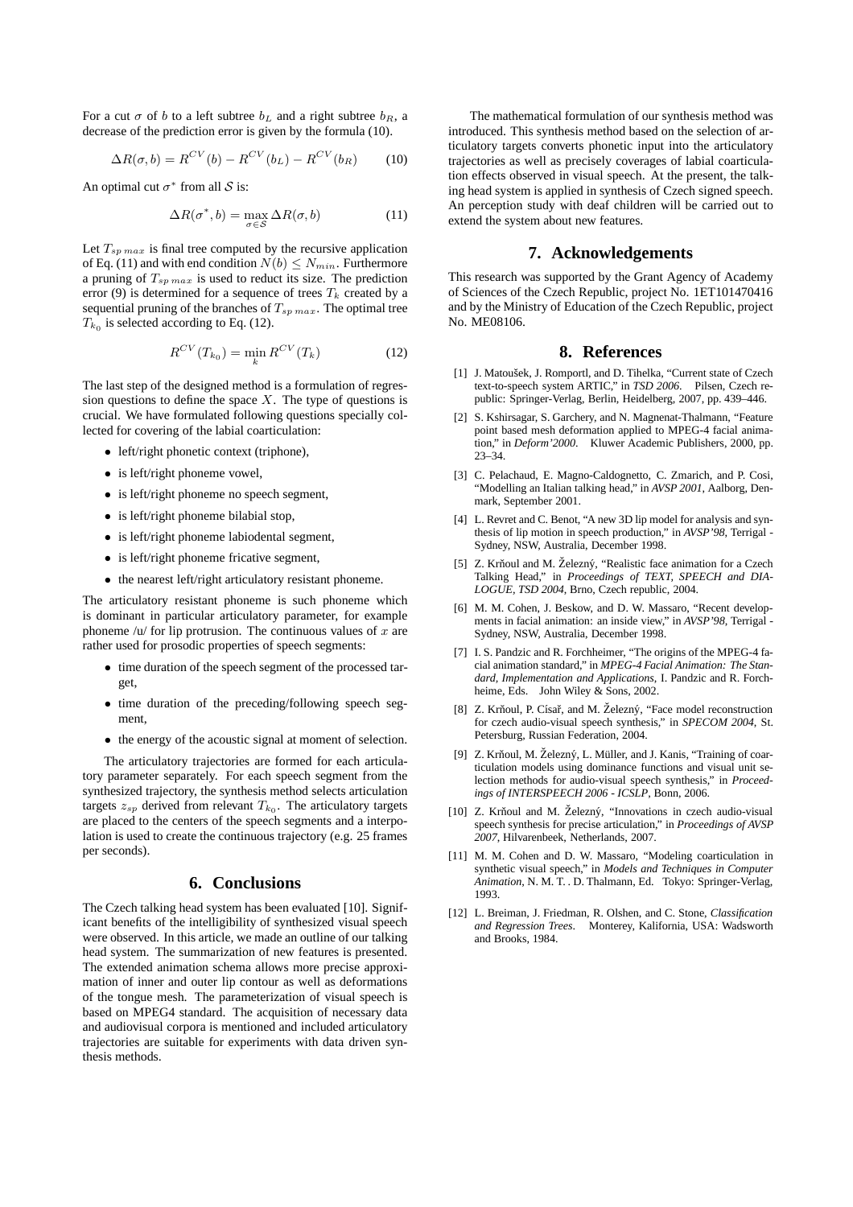For a cut $\sigma$ of $b$ to a left subtree $b_L$ and a right subtree $b_R$, a decrease of the prediction error is given by the formula (10).

$$\Delta R(\sigma, b) = R^{CV}(b) - R^{CV}(b_L) - R^{CV}(b_R) \tag{10}$$

An optimal cut $\sigma^*$ from all $\mathcal{S}$ is:

$$\Delta R(\sigma^*, b) = \max_{\sigma \in \mathcal{S}} \Delta R(\sigma, b) \tag{11}$$

Let $T_{sp\,max}$ is final tree computed by the recursive application of Eq. (11) and with end condition $N(b) \leq N_{min}$. Furthermore a pruning of $T_{sp\,max}$ is used to reduct its size. The prediction error (9) is determined for a sequence of trees $T_k$ created by a sequential pruning of the branches of $T_{sp\,max}$. The optimal tree $T_{k_0}$ is selected according to Eq. (12).

$$R^{CV}(T_{k_0}) = \min_k R^{CV}(T_k) \tag{12}$$

The last step of the designed method is a formulation of regression questions to define the space $X$. The type of questions is crucial. We have formulated following questions specially collected for covering of the labial coarticulation:

- left/right phonetic context (triphone),
- is left/right phoneme vowel,
- is left/right phoneme no speech segment,
- is left/right phoneme bilabial stop,
- is left/right phoneme labiodental segment,
- is left/right phoneme fricative segment,
- the nearest left/right articulatory resistant phoneme.

The articulatory resistant phoneme is such phoneme which is dominant in particular articulatory parameter, for example phoneme /u/ for lip protrusion. The continuous values of $x$ are rather used for prosodic properties of speech segments:

- time duration of the speech segment of the processed target,
- time duration of the preceding/following speech segment,
- the energy of the acoustic signal at moment of selection.

The articulatory trajectories are formed for each articulatory parameter separately. For each speech segment from the synthesized trajectory, the synthesis method selects articulation targets $z_{sp}$ derived from relevant $T_{k_0}$. The articulatory targets are placed to the centers of the speech segments and a interpolation is used to create the continuous trajectory (e.g. 25 frames per seconds).

## 6. Conclusions

The Czech talking head system has been evaluated [10]. Significant benefits of the intelligibility of synthesized visual speech were observed. In this article, we made an outline of our talking head system. The summarization of new features is presented. The extended animation schema allows more precise approximation of inner and outer lip contour as well as deformations of the tongue mesh. The parameterization of visual speech is based on MPEG4 standard. The acquisition of necessary data and audiovisual corpora is mentioned and included articulatory trajectories are suitable for experiments with data driven synthesis methods.

The mathematical formulation of our synthesis method was introduced. This synthesis method based on the selection of articulatory targets converts phonetic input into the articulatory trajectories as well as precisely coverages of labial coarticulation effects observed in visual speech. At the present, the talking head system is applied in synthesis of Czech signed speech. An perception study with deaf children will be carried out to extend the system about new features.

## 7. Acknowledgements

This research was supported by the Grant Agency of Academy of Sciences of the Czech Republic, project No. 1ET101470416 and by the Ministry of Education of the Czech Republic, project No. ME08106.

## 8. References

[1] J. Matoušek, J. Romportl, and D. Tihelka, "Current state of Czech text-to-speech system ARTIC," in *TSD 2006*. Pilsen, Czech republic: Springer-Verlag, Berlin, Heidelberg, 2007, pp. 439–446.

[2] S. Kshirsagar, S. Garchery, and N. Magnenat-Thalmann, "Feature point based mesh deformation applied to MPEG-4 facial animation," in *Deform'2000*. Kluwer Academic Publishers, 2000, pp. 23–34.

[3] C. Pelachaud, E. Magno-Caldognetto, C. Zmarich, and P. Cosi, "Modelling an Italian talking head," in *AVSP 2001*, Aalborg, Denmark, September 2001.

[4] L. Revret and C. Benot, "A new 3D lip model for analysis and synthesis of lip motion in speech production," in *AVSP'98*, Terrigal - Sydney, NSW, Australia, December 1998.

[5] Z. Krňoul and M. Železný, "Realistic face animation for a Czech Talking Head," in *Proceedings of TEXT, SPEECH and DIALOGUE, TSD 2004*, Brno, Czech republic, 2004.

[6] M. M. Cohen, J. Beskow, and D. W. Massaro, "Recent developments in facial animation: an inside view," in *AVSP'98*, Terrigal - Sydney, NSW, Australia, December 1998.

[7] I. S. Pandzic and R. Forchheimer, "The origins of the MPEG-4 facial animation standard," in *MPEG-4 Facial Animation: The Standard, Implementation and Applications*, I. Pandzic and R. Forchheime, Eds. John Wiley & Sons, 2002.

[8] Z. Krňoul, P. Císař, and M. Železný, "Face model reconstruction for czech audio-visual speech synthesis," in *SPECOM 2004*, St. Petersburg, Russian Federation, 2004.

[9] Z. Krňoul, M. Železný, L. Müller, and J. Kanis, "Training of coarticulation models using dominance functions and visual unit selection methods for audio-visual speech synthesis," in *Proceedings of INTERSPEECH 2006 - ICSLP*, Bonn, 2006.

[10] Z. Krňoul and M. Železný, "Innovations in czech audio-visual speech synthesis for precise articulation," in *Proceedings of AVSP 2007*, Hilvarenbeek, Netherlands, 2007.

[11] M. M. Cohen and D. W. Massaro, "Modeling coarticulation in synthetic visual speech," in *Models and Techniques in Computer Animation*, N. M. T. . D. Thalmann, Ed. Tokyo: Springer-Verlag, 1993.

[12] L. Breiman, J. Friedman, R. Olshen, and C. Stone, *Classification and Regression Trees*. Monterey, Kalifornia, USA: Wadsworth and Brooks, 1984.